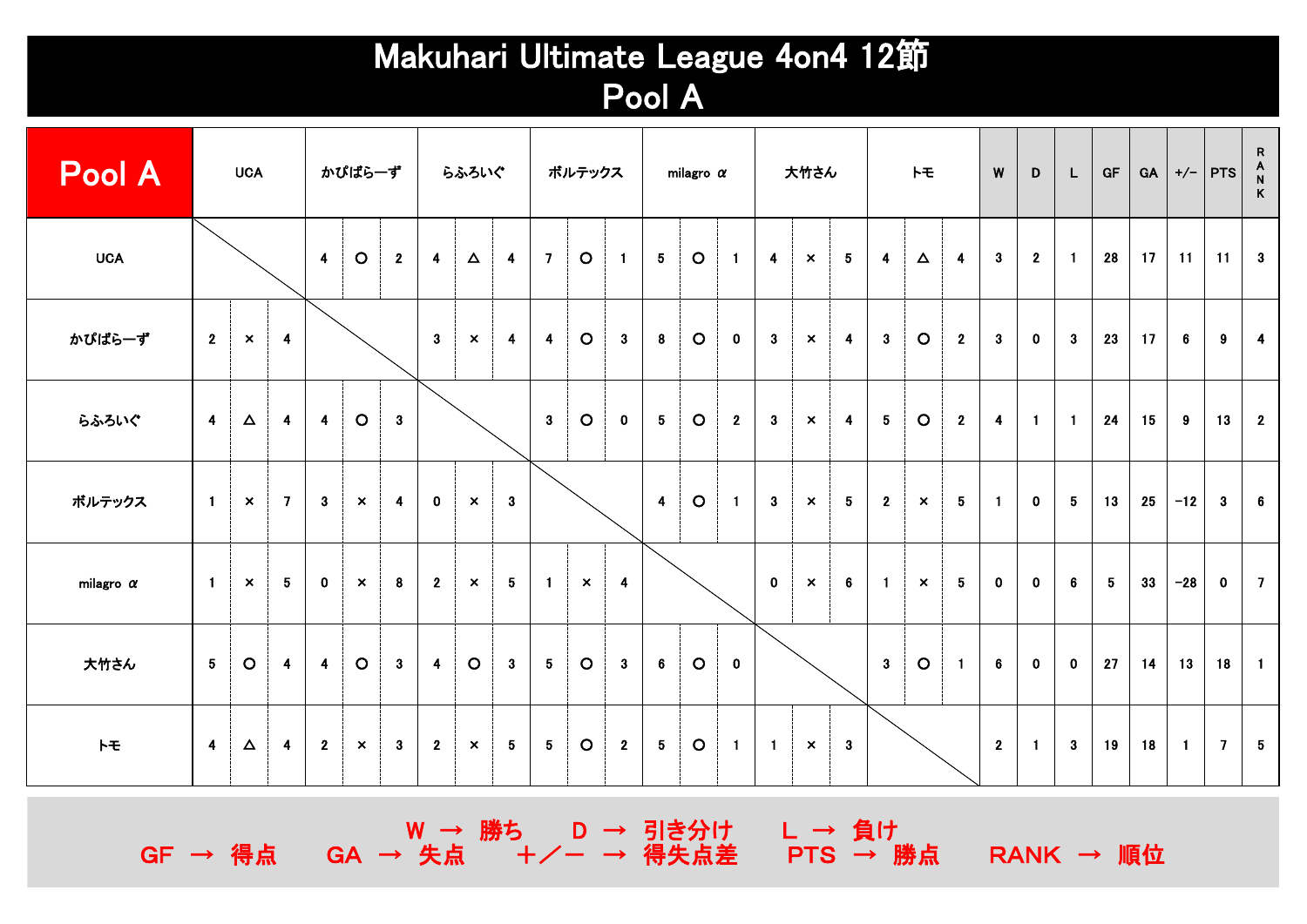# Makuhari Ultimate League 4on4 12節
# Pool A

| Pool A | UCA | | | かぴぱら一ず | | | らふろいぐ | | | ボルテックス | | | milagro α | | | 大竹さん | | | トモ | | | W | D | L | GF | GA | +/- | PTS | RANK |
|---|---|---|---|---|---|---|---|---|---|---|---|---|---|---|---|---|---|---|---|---|---|---|---|---|---|---|---|---|---|
| UCA | | | | 4 | ○ | 2 | 4 | △ | 4 | 7 | ○ | 1 | 5 | ○ | 1 | 4 | × | 5 | 4 | △ | 4 | 3 | 2 | 1 | 28 | 17 | 11 | 11 | 3 |
| かぴぱら一ず | 2 | × | 4 | | | | 3 | × | 4 | 4 | ○ | 3 | 8 | ○ | 0 | 3 | × | 4 | 3 | ○ | 2 | 3 | 0 | 3 | 23 | 17 | 6 | 9 | 4 |
| らふろいぐ | 4 | △ | 4 | 4 | ○ | 3 | | | | 3 | ○ | 0 | 5 | ○ | 2 | 3 | × | 4 | 5 | ○ | 2 | 4 | 1 | 1 | 24 | 15 | 9 | 13 | 2 |
| ボルテックス | 1 | × | 7 | 3 | × | 4 | 0 | × | 3 | | | | 4 | ○ | 1 | 3 | × | 5 | 2 | × | 5 | 1 | 0 | 5 | 13 | 25 | −12 | 3 | 6 |
| milagro α | 1 | × | 5 | 0 | × | 8 | 2 | × | 5 | 1 | × | 4 | | | | 0 | × | 6 | 1 | × | 5 | 0 | 0 | 6 | 5 | 33 | −28 | 0 | 7 |
| 大竹さん | 5 | ○ | 4 | 4 | ○ | 3 | 4 | ○ | 3 | 5 | ○ | 3 | 6 | ○ | 0 | | | | 3 | ○ | 1 | 6 | 0 | 0 | 27 | 14 | 13 | 18 | 1 |
| トモ | 4 | △ | 4 | 2 | × | 3 | 2 | × | 5 | 5 | ○ | 2 | 5 | ○ | 1 | 1 | × | 3 | | | | 2 | 1 | 3 | 19 | 18 | 1 | 7 | 5 |

W → 勝ち　D → 引き分け　L → 負け
GF → 得点　GA → 失点　＋／－ → 得失点差　PTS → 勝点　RANK → 順位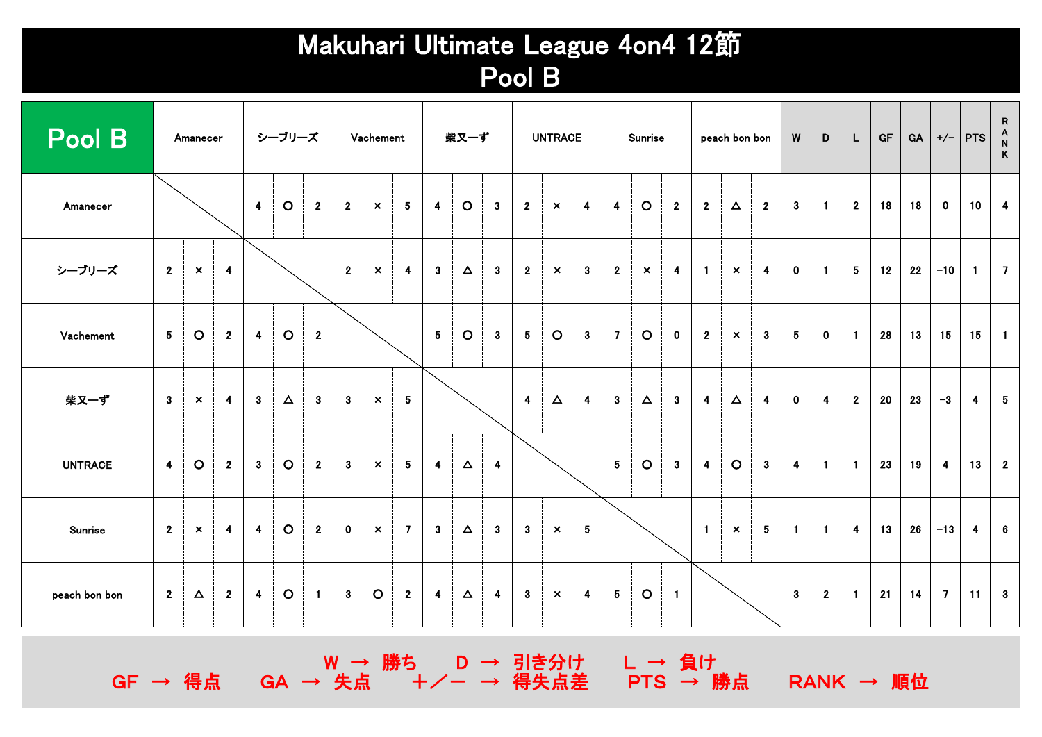# Makuhari Ultimate League 4on4 12節
## Pool B

| Pool B | Amanecer | シーブリーズ | Vachement | 柴又ーず | UNTRACE | Sunrise | peach bon bon | W | D | L | GF | GA | +/− | PTS | RANK |
|---|---|---|---|---|---|---|---|---|---|---|---|---|---|---|---|
| Amanecer | | 4 ○ 2 | 2 × 5 | 4 ○ 3 | 2 × 4 | 4 ○ 2 | 2 △ 2 | 3 | 1 | 2 | 18 | 18 | 0 | 10 | 4 |
| シーブリーズ | 2 × 4 | | 2 × 4 | 3 △ 3 | 2 × 3 | 2 × 4 | 1 × 4 | 0 | 1 | 5 | 12 | 22 | −10 | 1 | 7 |
| Vachement | 5 ○ 2 | 4 ○ 2 | | 5 ○ 3 | 5 ○ 3 | 7 ○ 0 | 2 × 3 | 5 | 0 | 1 | 28 | 13 | 15 | 15 | 1 |
| 柴又ーず | 3 × 4 | 3 △ 3 | 3 × 5 | | 4 △ 4 | 3 △ 3 | 4 △ 4 | 0 | 4 | 2 | 20 | 23 | −3 | 4 | 5 |
| UNTRACE | 4 ○ 2 | 3 ○ 2 | 3 × 5 | 4 △ 4 | | 5 ○ 3 | 4 ○ 3 | 4 | 1 | 1 | 23 | 19 | 4 | 13 | 2 |
| Sunrise | 2 × 4 | 4 ○ 2 | 0 × 7 | 3 △ 3 | 3 × 5 | | 1 × 5 | 1 | 1 | 4 | 13 | 26 | −13 | 4 | 6 |
| peach bon bon | 2 △ 2 | 4 ○ 1 | 3 ○ 2 | 4 △ 4 | 3 × 4 | 5 ○ 1 | | 3 | 2 | 1 | 21 | 14 | 7 | 11 | 3 |

W → 勝ち　D → 引き分け　L → 負け
GF → 得点　GA → 失点　＋／ー → 得失点差　PTS → 勝点　RANK → 順位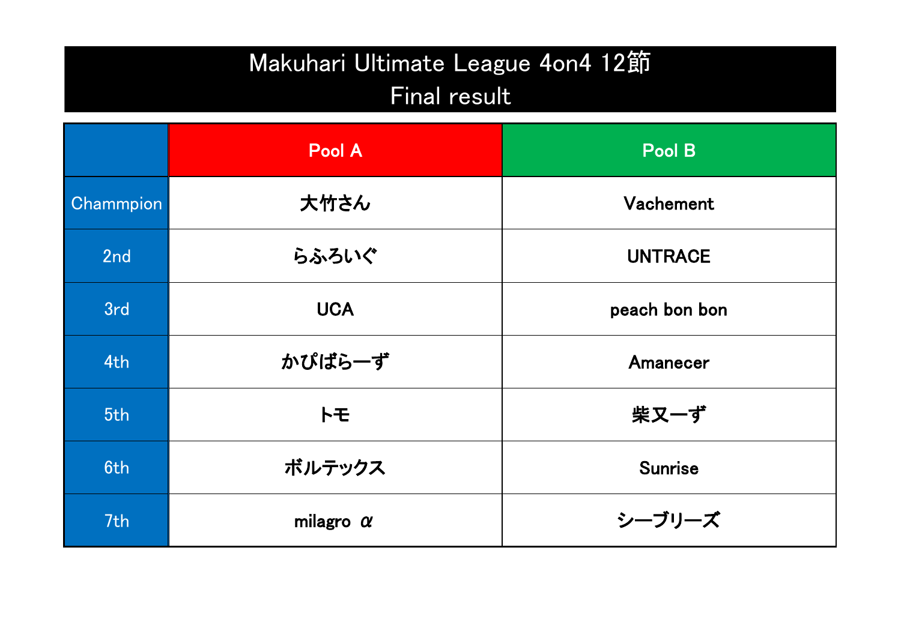# Makuhari Ultimate League 4on4 12節
## Final result

| | Pool A | Pool B |
|---|---|---|
| Chammpion | 大竹さん | Vachement |
| 2nd | らふろいぐ | UNTRACE |
| 3rd | UCA | peach bon bon |
| 4th | かぴばらーず | Amanecer |
| 5th | トモ | 柴又ーず |
| 6th | ボルテックス | Sunrise |
| 7th | milagro α | シーブリーズ |